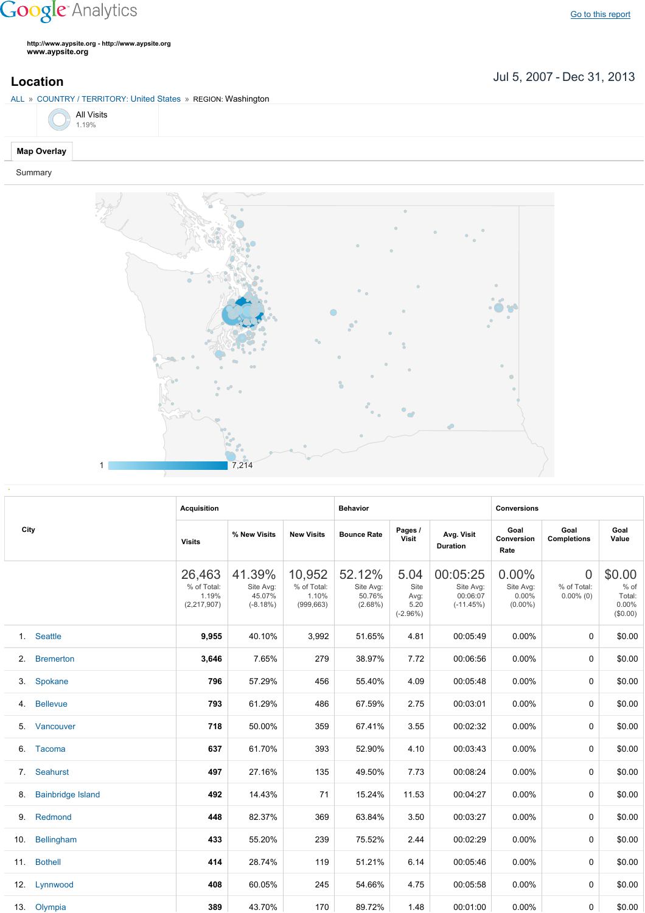Google Analytics

Go to this report

http://www.aypsite.org - http://www.aypsite.org
www.aypsite.org

## Location

Jul 5, 2007 - Dec 31, 2013

ALL » COUNTRY / TERRITORY: United States » REGION: Washington

All Visits
1.19%

Map Overlay

Summary

1 — 7,214

| City | Acquisition | | | Behavior | | | Conversions | | |
|---|---|---|---|---|---|---|---|---|---|
| | Visits | % New Visits | New Visits | Bounce Rate | Pages / Visit | Avg. Visit Duration | Goal Conversion Rate | Goal Completions | Goal Value |
| | 26,463 % of Total: 1.19% (2,217,907) | 41.39% Site Avg: 45.07% (-8.18%) | 10,952 % of Total: 1.10% (999,663) | 52.12% Site Avg: 50.76% (2.68%) | 5.04 Site Avg: 5.20 (-2.96%) | 00:05:25 Site Avg: 00:06:07 (-11.45%) | 0.00% Site Avg: 0.00% (0.00%) | 0 % of Total: 0.00% (0) | $0.00 % of Total: 0.00% ($0.00) |
| 1. Seattle | 9,955 | 40.10% | 3,992 | 51.65% | 4.81 | 00:05:49 | 0.00% | 0 | $0.00 |
| 2. Bremerton | 3,646 | 7.65% | 279 | 38.97% | 7.72 | 00:06:56 | 0.00% | 0 | $0.00 |
| 3. Spokane | 796 | 57.29% | 456 | 55.40% | 4.09 | 00:05:48 | 0.00% | 0 | $0.00 |
| 4. Bellevue | 793 | 61.29% | 486 | 67.59% | 2.75 | 00:03:01 | 0.00% | 0 | $0.00 |
| 5. Vancouver | 718 | 50.00% | 359 | 67.41% | 3.55 | 00:02:32 | 0.00% | 0 | $0.00 |
| 6. Tacoma | 637 | 61.70% | 393 | 52.90% | 4.10 | 00:03:43 | 0.00% | 0 | $0.00 |
| 7. Seahurst | 497 | 27.16% | 135 | 49.50% | 7.73 | 00:08:24 | 0.00% | 0 | $0.00 |
| 8. Bainbridge Island | 492 | 14.43% | 71 | 15.24% | 11.53 | 00:04:27 | 0.00% | 0 | $0.00 |
| 9. Redmond | 448 | 82.37% | 369 | 63.84% | 3.50 | 00:03:27 | 0.00% | 0 | $0.00 |
| 10. Bellingham | 433 | 55.20% | 239 | 75.52% | 2.44 | 00:02:29 | 0.00% | 0 | $0.00 |
| 11. Bothell | 414 | 28.74% | 119 | 51.21% | 6.14 | 00:05:46 | 0.00% | 0 | $0.00 |
| 12. Lynnwood | 408 | 60.05% | 245 | 54.66% | 4.75 | 00:05:58 | 0.00% | 0 | $0.00 |
| 13. Olympia | 389 | 43.70% | 170 | 89.72% | 1.48 | 00:01:00 | 0.00% | 0 | $0.00 |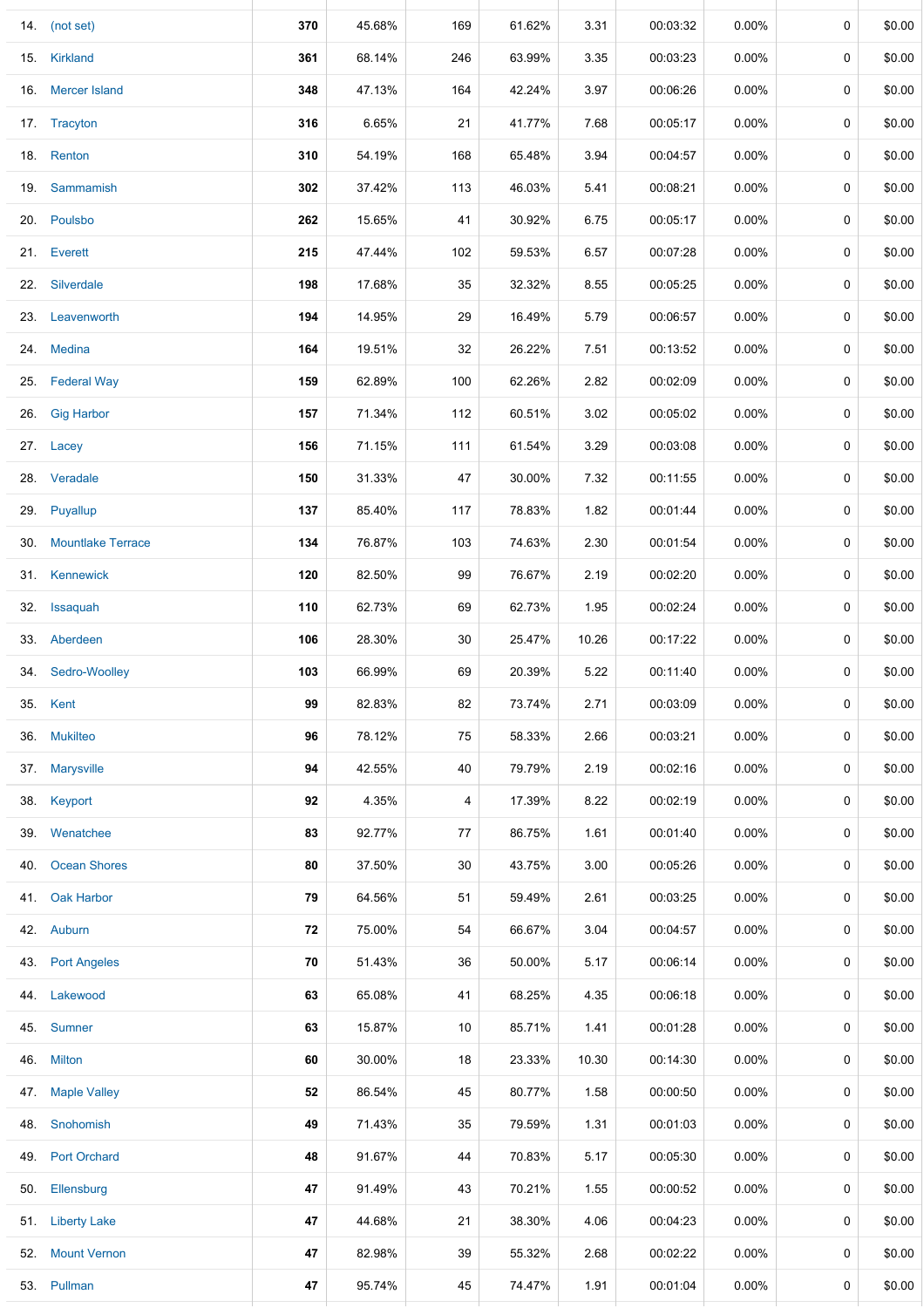| | | | | | | | | | | |
|---|---|---|---|---|---|---|---|---|---|---|
| 14. | (not set) | **370** | 45.68% | 169 | 61.62% | 3.31 | 00:03:32 | 0.00% | 0 | $0.00 |
| 15. | Kirkland | **361** | 68.14% | 246 | 63.99% | 3.35 | 00:03:23 | 0.00% | 0 | $0.00 |
| 16. | Mercer Island | **348** | 47.13% | 164 | 42.24% | 3.97 | 00:06:26 | 0.00% | 0 | $0.00 |
| 17. | Tracyton | **316** | 6.65% | 21 | 41.77% | 7.68 | 00:05:17 | 0.00% | 0 | $0.00 |
| 18. | Renton | **310** | 54.19% | 168 | 65.48% | 3.94 | 00:04:57 | 0.00% | 0 | $0.00 |
| 19. | Sammamish | **302** | 37.42% | 113 | 46.03% | 5.41 | 00:08:21 | 0.00% | 0 | $0.00 |
| 20. | Poulsbo | **262** | 15.65% | 41 | 30.92% | 6.75 | 00:05:17 | 0.00% | 0 | $0.00 |
| 21. | Everett | **215** | 47.44% | 102 | 59.53% | 6.57 | 00:07:28 | 0.00% | 0 | $0.00 |
| 22. | Silverdale | **198** | 17.68% | 35 | 32.32% | 8.55 | 00:05:25 | 0.00% | 0 | $0.00 |
| 23. | Leavenworth | **194** | 14.95% | 29 | 16.49% | 5.79 | 00:06:57 | 0.00% | 0 | $0.00 |
| 24. | Medina | **164** | 19.51% | 32 | 26.22% | 7.51 | 00:13:52 | 0.00% | 0 | $0.00 |
| 25. | Federal Way | **159** | 62.89% | 100 | 62.26% | 2.82 | 00:02:09 | 0.00% | 0 | $0.00 |
| 26. | Gig Harbor | **157** | 71.34% | 112 | 60.51% | 3.02 | 00:05:02 | 0.00% | 0 | $0.00 |
| 27. | Lacey | **156** | 71.15% | 111 | 61.54% | 3.29 | 00:03:08 | 0.00% | 0 | $0.00 |
| 28. | Veradale | **150** | 31.33% | 47 | 30.00% | 7.32 | 00:11:55 | 0.00% | 0 | $0.00 |
| 29. | Puyallup | **137** | 85.40% | 117 | 78.83% | 1.82 | 00:01:44 | 0.00% | 0 | $0.00 |
| 30. | Mountlake Terrace | **134** | 76.87% | 103 | 74.63% | 2.30 | 00:01:54 | 0.00% | 0 | $0.00 |
| 31. | Kennewick | **120** | 82.50% | 99 | 76.67% | 2.19 | 00:02:20 | 0.00% | 0 | $0.00 |
| 32. | Issaquah | **110** | 62.73% | 69 | 62.73% | 1.95 | 00:02:24 | 0.00% | 0 | $0.00 |
| 33. | Aberdeen | **106** | 28.30% | 30 | 25.47% | 10.26 | 00:17:22 | 0.00% | 0 | $0.00 |
| 34. | Sedro-Woolley | **103** | 66.99% | 69 | 20.39% | 5.22 | 00:11:40 | 0.00% | 0 | $0.00 |
| 35. | Kent | **99** | 82.83% | 82 | 73.74% | 2.71 | 00:03:09 | 0.00% | 0 | $0.00 |
| 36. | Mukilteo | **96** | 78.12% | 75 | 58.33% | 2.66 | 00:03:21 | 0.00% | 0 | $0.00 |
| 37. | Marysville | **94** | 42.55% | 40 | 79.79% | 2.19 | 00:02:16 | 0.00% | 0 | $0.00 |
| 38. | Keyport | **92** | 4.35% | 4 | 17.39% | 8.22 | 00:02:19 | 0.00% | 0 | $0.00 |
| 39. | Wenatchee | **83** | 92.77% | 77 | 86.75% | 1.61 | 00:01:40 | 0.00% | 0 | $0.00 |
| 40. | Ocean Shores | **80** | 37.50% | 30 | 43.75% | 3.00 | 00:05:26 | 0.00% | 0 | $0.00 |
| 41. | Oak Harbor | **79** | 64.56% | 51 | 59.49% | 2.61 | 00:03:25 | 0.00% | 0 | $0.00 |
| 42. | Auburn | **72** | 75.00% | 54 | 66.67% | 3.04 | 00:04:57 | 0.00% | 0 | $0.00 |
| 43. | Port Angeles | **70** | 51.43% | 36 | 50.00% | 5.17 | 00:06:14 | 0.00% | 0 | $0.00 |
| 44. | Lakewood | **63** | 65.08% | 41 | 68.25% | 4.35 | 00:06:18 | 0.00% | 0 | $0.00 |
| 45. | Sumner | **63** | 15.87% | 10 | 85.71% | 1.41 | 00:01:28 | 0.00% | 0 | $0.00 |
| 46. | Milton | **60** | 30.00% | 18 | 23.33% | 10.30 | 00:14:30 | 0.00% | 0 | $0.00 |
| 47. | Maple Valley | **52** | 86.54% | 45 | 80.77% | 1.58 | 00:00:50 | 0.00% | 0 | $0.00 |
| 48. | Snohomish | **49** | 71.43% | 35 | 79.59% | 1.31 | 00:01:03 | 0.00% | 0 | $0.00 |
| 49. | Port Orchard | **48** | 91.67% | 44 | 70.83% | 5.17 | 00:05:30 | 0.00% | 0 | $0.00 |
| 50. | Ellensburg | **47** | 91.49% | 43 | 70.21% | 1.55 | 00:00:52 | 0.00% | 0 | $0.00 |
| 51. | Liberty Lake | **47** | 44.68% | 21 | 38.30% | 4.06 | 00:04:23 | 0.00% | 0 | $0.00 |
| 52. | Mount Vernon | **47** | 82.98% | 39 | 55.32% | 2.68 | 00:02:22 | 0.00% | 0 | $0.00 |
| 53. | Pullman | **47** | 95.74% | 45 | 74.47% | 1.91 | 00:01:04 | 0.00% | 0 | $0.00 |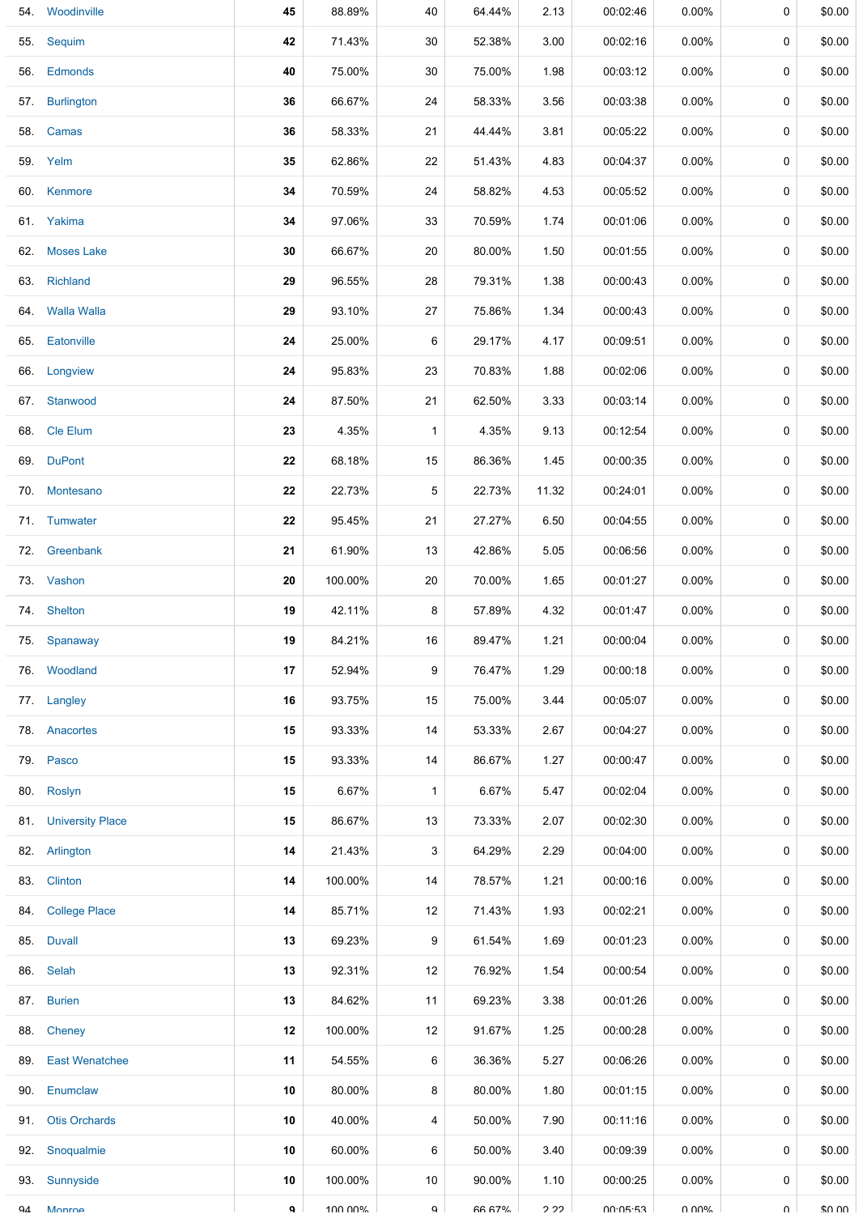| | | | | | | | | | |
|---|---|---|---|---|---|---|---|---|---|
| 54. | Woodinville | **45** | 88.89% | 40 | 64.44% | 2.13 | 00:02:46 | 0.00% | 0 | $0.00 |
| 55. | Sequim | **42** | 71.43% | 30 | 52.38% | 3.00 | 00:02:16 | 0.00% | 0 | $0.00 |
| 56. | Edmonds | **40** | 75.00% | 30 | 75.00% | 1.98 | 00:03:12 | 0.00% | 0 | $0.00 |
| 57. | Burlington | **36** | 66.67% | 24 | 58.33% | 3.56 | 00:03:38 | 0.00% | 0 | $0.00 |
| 58. | Camas | **36** | 58.33% | 21 | 44.44% | 3.81 | 00:05:22 | 0.00% | 0 | $0.00 |
| 59. | Yelm | **35** | 62.86% | 22 | 51.43% | 4.83 | 00:04:37 | 0.00% | 0 | $0.00 |
| 60. | Kenmore | **34** | 70.59% | 24 | 58.82% | 4.53 | 00:05:52 | 0.00% | 0 | $0.00 |
| 61. | Yakima | **34** | 97.06% | 33 | 70.59% | 1.74 | 00:01:06 | 0.00% | 0 | $0.00 |
| 62. | Moses Lake | **30** | 66.67% | 20 | 80.00% | 1.50 | 00:01:55 | 0.00% | 0 | $0.00 |
| 63. | Richland | **29** | 96.55% | 28 | 79.31% | 1.38 | 00:00:43 | 0.00% | 0 | $0.00 |
| 64. | Walla Walla | **29** | 93.10% | 27 | 75.86% | 1.34 | 00:00:43 | 0.00% | 0 | $0.00 |
| 65. | Eatonville | **24** | 25.00% | 6 | 29.17% | 4.17 | 00:09:51 | 0.00% | 0 | $0.00 |
| 66. | Longview | **24** | 95.83% | 23 | 70.83% | 1.88 | 00:02:06 | 0.00% | 0 | $0.00 |
| 67. | Stanwood | **24** | 87.50% | 21 | 62.50% | 3.33 | 00:03:14 | 0.00% | 0 | $0.00 |
| 68. | Cle Elum | **23** | 4.35% | 1 | 4.35% | 9.13 | 00:12:54 | 0.00% | 0 | $0.00 |
| 69. | DuPont | **22** | 68.18% | 15 | 86.36% | 1.45 | 00:00:35 | 0.00% | 0 | $0.00 |
| 70. | Montesano | **22** | 22.73% | 5 | 22.73% | 11.32 | 00:24:01 | 0.00% | 0 | $0.00 |
| 71. | Tumwater | **22** | 95.45% | 21 | 27.27% | 6.50 | 00:04:55 | 0.00% | 0 | $0.00 |
| 72. | Greenbank | **21** | 61.90% | 13 | 42.86% | 5.05 | 00:06:56 | 0.00% | 0 | $0.00 |
| 73. | Vashon | **20** | 100.00% | 20 | 70.00% | 1.65 | 00:01:27 | 0.00% | 0 | $0.00 |
| 74. | Shelton | **19** | 42.11% | 8 | 57.89% | 4.32 | 00:01:47 | 0.00% | 0 | $0.00 |
| 75. | Spanaway | **19** | 84.21% | 16 | 89.47% | 1.21 | 00:00:04 | 0.00% | 0 | $0.00 |
| 76. | Woodland | **17** | 52.94% | 9 | 76.47% | 1.29 | 00:00:18 | 0.00% | 0 | $0.00 |
| 77. | Langley | **16** | 93.75% | 15 | 75.00% | 3.44 | 00:05:07 | 0.00% | 0 | $0.00 |
| 78. | Anacortes | **15** | 93.33% | 14 | 53.33% | 2.67 | 00:04:27 | 0.00% | 0 | $0.00 |
| 79. | Pasco | **15** | 93.33% | 14 | 86.67% | 1.27 | 00:00:47 | 0.00% | 0 | $0.00 |
| 80. | Roslyn | **15** | 6.67% | 1 | 6.67% | 5.47 | 00:02:04 | 0.00% | 0 | $0.00 |
| 81. | University Place | **15** | 86.67% | 13 | 73.33% | 2.07 | 00:02:30 | 0.00% | 0 | $0.00 |
| 82. | Arlington | **14** | 21.43% | 3 | 64.29% | 2.29 | 00:04:00 | 0.00% | 0 | $0.00 |
| 83. | Clinton | **14** | 100.00% | 14 | 78.57% | 1.21 | 00:00:16 | 0.00% | 0 | $0.00 |
| 84. | College Place | **14** | 85.71% | 12 | 71.43% | 1.93 | 00:02:21 | 0.00% | 0 | $0.00 |
| 85. | Duvall | **13** | 69.23% | 9 | 61.54% | 1.69 | 00:01:23 | 0.00% | 0 | $0.00 |
| 86. | Selah | **13** | 92.31% | 12 | 76.92% | 1.54 | 00:00:54 | 0.00% | 0 | $0.00 |
| 87. | Burien | **13** | 84.62% | 11 | 69.23% | 3.38 | 00:01:26 | 0.00% | 0 | $0.00 |
| 88. | Cheney | **12** | 100.00% | 12 | 91.67% | 1.25 | 00:00:28 | 0.00% | 0 | $0.00 |
| 89. | East Wenatchee | **11** | 54.55% | 6 | 36.36% | 5.27 | 00:06:26 | 0.00% | 0 | $0.00 |
| 90. | Enumclaw | **10** | 80.00% | 8 | 80.00% | 1.80 | 00:01:15 | 0.00% | 0 | $0.00 |
| 91. | Otis Orchards | **10** | 40.00% | 4 | 50.00% | 7.90 | 00:11:16 | 0.00% | 0 | $0.00 |
| 92. | Snoqualmie | **10** | 60.00% | 6 | 50.00% | 3.40 | 00:09:39 | 0.00% | 0 | $0.00 |
| 93. | Sunnyside | **10** | 100.00% | 10 | 90.00% | 1.10 | 00:00:25 | 0.00% | 0 | $0.00 |
| 94. | Monroe | **9** | 100.00% | 9 | 66.67% | 2.22 | 00:05:53 | 0.00% | 0 | $0.00 |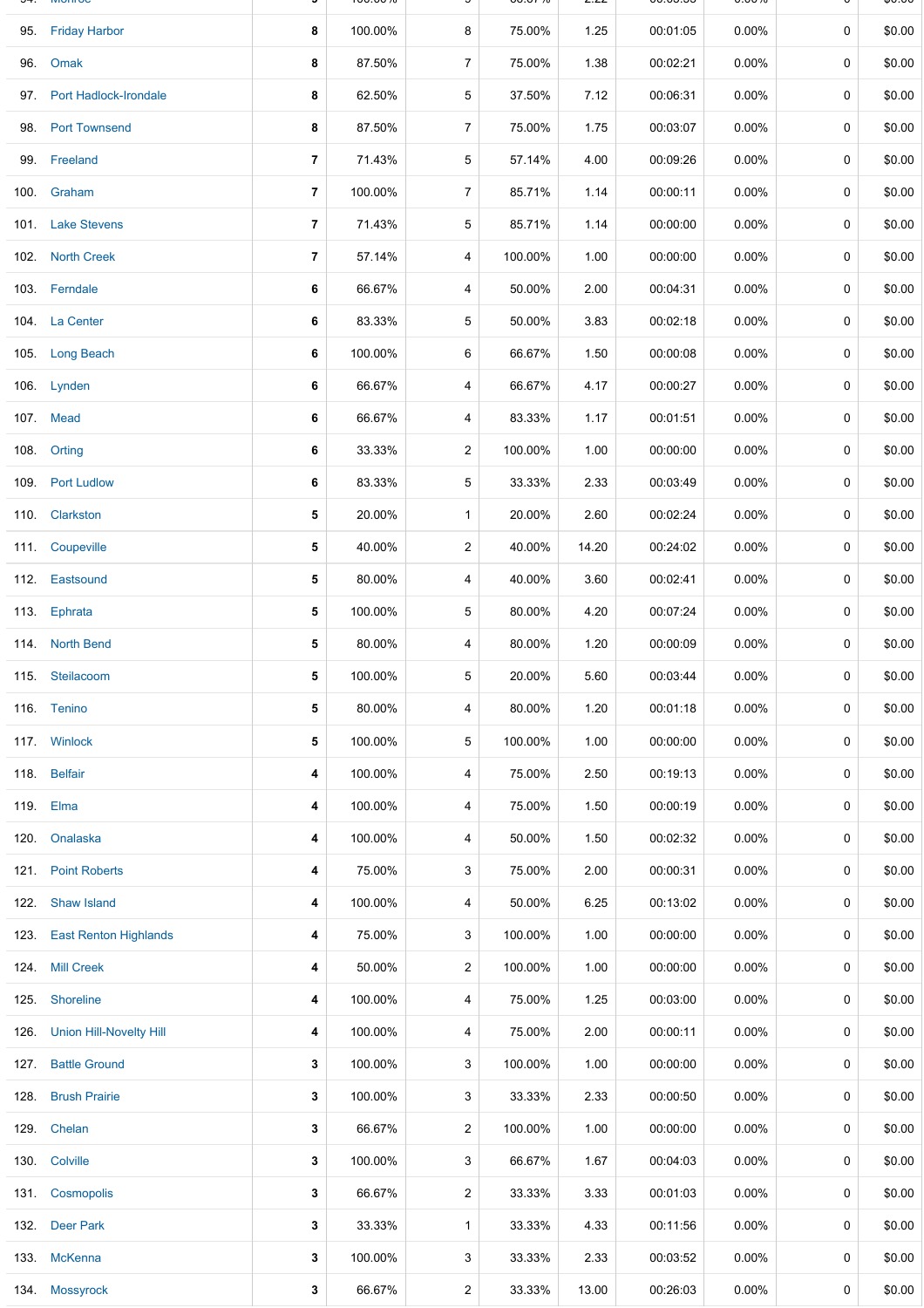| | | | | | | | | | |
|---|---|---|---|---|---|---|---|---|---|
| 95. | Friday Harbor | 8 | 100.00% | 8 | 75.00% | 1.25 | 00:01:05 | 0.00% | 0 | $0.00 |
| 96. | Omak | 8 | 87.50% | 7 | 75.00% | 1.38 | 00:02:21 | 0.00% | 0 | $0.00 |
| 97. | Port Hadlock-Irondale | 8 | 62.50% | 5 | 37.50% | 7.12 | 00:06:31 | 0.00% | 0 | $0.00 |
| 98. | Port Townsend | 8 | 87.50% | 7 | 75.00% | 1.75 | 00:03:07 | 0.00% | 0 | $0.00 |
| 99. | Freeland | 7 | 71.43% | 5 | 57.14% | 4.00 | 00:09:26 | 0.00% | 0 | $0.00 |
| 100. | Graham | 7 | 100.00% | 7 | 85.71% | 1.14 | 00:00:11 | 0.00% | 0 | $0.00 |
| 101. | Lake Stevens | 7 | 71.43% | 5 | 85.71% | 1.14 | 00:00:00 | 0.00% | 0 | $0.00 |
| 102. | North Creek | 7 | 57.14% | 4 | 100.00% | 1.00 | 00:00:00 | 0.00% | 0 | $0.00 |
| 103. | Ferndale | 6 | 66.67% | 4 | 50.00% | 2.00 | 00:04:31 | 0.00% | 0 | $0.00 |
| 104. | La Center | 6 | 83.33% | 5 | 50.00% | 3.83 | 00:02:18 | 0.00% | 0 | $0.00 |
| 105. | Long Beach | 6 | 100.00% | 6 | 66.67% | 1.50 | 00:00:08 | 0.00% | 0 | $0.00 |
| 106. | Lynden | 6 | 66.67% | 4 | 66.67% | 4.17 | 00:00:27 | 0.00% | 0 | $0.00 |
| 107. | Mead | 6 | 66.67% | 4 | 83.33% | 1.17 | 00:01:51 | 0.00% | 0 | $0.00 |
| 108. | Orting | 6 | 33.33% | 2 | 100.00% | 1.00 | 00:00:00 | 0.00% | 0 | $0.00 |
| 109. | Port Ludlow | 6 | 83.33% | 5 | 33.33% | 2.33 | 00:03:49 | 0.00% | 0 | $0.00 |
| 110. | Clarkston | 5 | 20.00% | 1 | 20.00% | 2.60 | 00:02:24 | 0.00% | 0 | $0.00 |
| 111. | Coupeville | 5 | 40.00% | 2 | 40.00% | 14.20 | 00:24:02 | 0.00% | 0 | $0.00 |
| 112. | Eastsound | 5 | 80.00% | 4 | 40.00% | 3.60 | 00:02:41 | 0.00% | 0 | $0.00 |
| 113. | Ephrata | 5 | 100.00% | 5 | 80.00% | 4.20 | 00:07:24 | 0.00% | 0 | $0.00 |
| 114. | North Bend | 5 | 80.00% | 4 | 80.00% | 1.20 | 00:00:09 | 0.00% | 0 | $0.00 |
| 115. | Steilacoom | 5 | 100.00% | 5 | 20.00% | 5.60 | 00:03:44 | 0.00% | 0 | $0.00 |
| 116. | Tenino | 5 | 80.00% | 4 | 80.00% | 1.20 | 00:01:18 | 0.00% | 0 | $0.00 |
| 117. | Winlock | 5 | 100.00% | 5 | 100.00% | 1.00 | 00:00:00 | 0.00% | 0 | $0.00 |
| 118. | Belfair | 4 | 100.00% | 4 | 75.00% | 2.50 | 00:19:13 | 0.00% | 0 | $0.00 |
| 119. | Elma | 4 | 100.00% | 4 | 75.00% | 1.50 | 00:00:19 | 0.00% | 0 | $0.00 |
| 120. | Onalaska | 4 | 100.00% | 4 | 50.00% | 1.50 | 00:02:32 | 0.00% | 0 | $0.00 |
| 121. | Point Roberts | 4 | 75.00% | 3 | 75.00% | 2.00 | 00:00:31 | 0.00% | 0 | $0.00 |
| 122. | Shaw Island | 4 | 100.00% | 4 | 50.00% | 6.25 | 00:13:02 | 0.00% | 0 | $0.00 |
| 123. | East Renton Highlands | 4 | 75.00% | 3 | 100.00% | 1.00 | 00:00:00 | 0.00% | 0 | $0.00 |
| 124. | Mill Creek | 4 | 50.00% | 2 | 100.00% | 1.00 | 00:00:00 | 0.00% | 0 | $0.00 |
| 125. | Shoreline | 4 | 100.00% | 4 | 75.00% | 1.25 | 00:03:00 | 0.00% | 0 | $0.00 |
| 126. | Union Hill-Novelty Hill | 4 | 100.00% | 4 | 75.00% | 2.00 | 00:00:11 | 0.00% | 0 | $0.00 |
| 127. | Battle Ground | 3 | 100.00% | 3 | 100.00% | 1.00 | 00:00:00 | 0.00% | 0 | $0.00 |
| 128. | Brush Prairie | 3 | 100.00% | 3 | 33.33% | 2.33 | 00:00:50 | 0.00% | 0 | $0.00 |
| 129. | Chelan | 3 | 66.67% | 2 | 100.00% | 1.00 | 00:00:00 | 0.00% | 0 | $0.00 |
| 130. | Colville | 3 | 100.00% | 3 | 66.67% | 1.67 | 00:04:03 | 0.00% | 0 | $0.00 |
| 131. | Cosmopolis | 3 | 66.67% | 2 | 33.33% | 3.33 | 00:01:03 | 0.00% | 0 | $0.00 |
| 132. | Deer Park | 3 | 33.33% | 1 | 33.33% | 4.33 | 00:11:56 | 0.00% | 0 | $0.00 |
| 133. | McKenna | 3 | 100.00% | 3 | 33.33% | 2.33 | 00:03:52 | 0.00% | 0 | $0.00 |
| 134. | Mossyrock | 3 | 66.67% | 2 | 33.33% | 13.00 | 00:26:03 | 0.00% | 0 | $0.00 |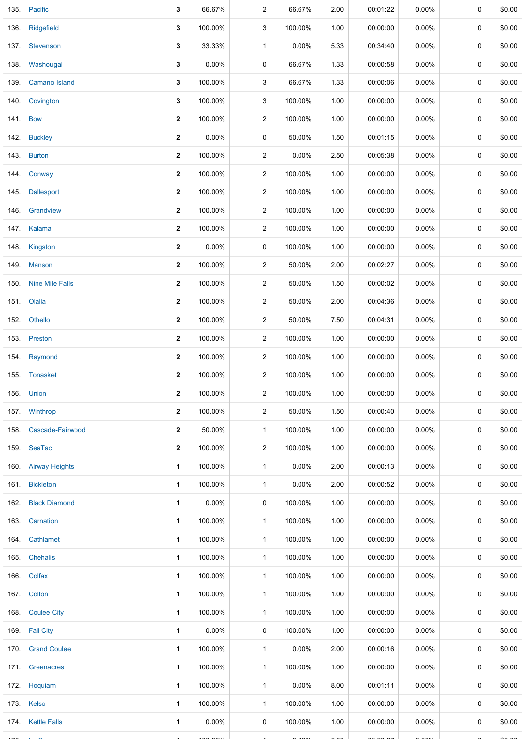| | | | | | | | | | | |
|---|---|---|---|---|---|---|---|---|---|---|
| 135. | Pacific | 3 | 66.67% | 2 | 66.67% | 2.00 | 00:01:22 | 0.00% | 0 | $0.00 |
| 136. | Ridgefield | 3 | 100.00% | 3 | 100.00% | 1.00 | 00:00:00 | 0.00% | 0 | $0.00 |
| 137. | Stevenson | 3 | 33.33% | 1 | 0.00% | 5.33 | 00:34:40 | 0.00% | 0 | $0.00 |
| 138. | Washougal | 3 | 0.00% | 0 | 66.67% | 1.33 | 00:00:58 | 0.00% | 0 | $0.00 |
| 139. | Camano Island | 3 | 100.00% | 3 | 66.67% | 1.33 | 00:00:06 | 0.00% | 0 | $0.00 |
| 140. | Covington | 3 | 100.00% | 3 | 100.00% | 1.00 | 00:00:00 | 0.00% | 0 | $0.00 |
| 141. | Bow | 2 | 100.00% | 2 | 100.00% | 1.00 | 00:00:00 | 0.00% | 0 | $0.00 |
| 142. | Buckley | 2 | 0.00% | 0 | 50.00% | 1.50 | 00:01:15 | 0.00% | 0 | $0.00 |
| 143. | Burton | 2 | 100.00% | 2 | 0.00% | 2.50 | 00:05:38 | 0.00% | 0 | $0.00 |
| 144. | Conway | 2 | 100.00% | 2 | 100.00% | 1.00 | 00:00:00 | 0.00% | 0 | $0.00 |
| 145. | Dallesport | 2 | 100.00% | 2 | 100.00% | 1.00 | 00:00:00 | 0.00% | 0 | $0.00 |
| 146. | Grandview | 2 | 100.00% | 2 | 100.00% | 1.00 | 00:00:00 | 0.00% | 0 | $0.00 |
| 147. | Kalama | 2 | 100.00% | 2 | 100.00% | 1.00 | 00:00:00 | 0.00% | 0 | $0.00 |
| 148. | Kingston | 2 | 0.00% | 0 | 100.00% | 1.00 | 00:00:00 | 0.00% | 0 | $0.00 |
| 149. | Manson | 2 | 100.00% | 2 | 50.00% | 2.00 | 00:02:27 | 0.00% | 0 | $0.00 |
| 150. | Nine Mile Falls | 2 | 100.00% | 2 | 50.00% | 1.50 | 00:00:02 | 0.00% | 0 | $0.00 |
| 151. | Olalla | 2 | 100.00% | 2 | 50.00% | 2.00 | 00:04:36 | 0.00% | 0 | $0.00 |
| 152. | Othello | 2 | 100.00% | 2 | 50.00% | 7.50 | 00:04:31 | 0.00% | 0 | $0.00 |
| 153. | Preston | 2 | 100.00% | 2 | 100.00% | 1.00 | 00:00:00 | 0.00% | 0 | $0.00 |
| 154. | Raymond | 2 | 100.00% | 2 | 100.00% | 1.00 | 00:00:00 | 0.00% | 0 | $0.00 |
| 155. | Tonasket | 2 | 100.00% | 2 | 100.00% | 1.00 | 00:00:00 | 0.00% | 0 | $0.00 |
| 156. | Union | 2 | 100.00% | 2 | 100.00% | 1.00 | 00:00:00 | 0.00% | 0 | $0.00 |
| 157. | Winthrop | 2 | 100.00% | 2 | 50.00% | 1.50 | 00:00:40 | 0.00% | 0 | $0.00 |
| 158. | Cascade-Fairwood | 2 | 50.00% | 1 | 100.00% | 1.00 | 00:00:00 | 0.00% | 0 | $0.00 |
| 159. | SeaTac | 2 | 100.00% | 2 | 100.00% | 1.00 | 00:00:00 | 0.00% | 0 | $0.00 |
| 160. | Airway Heights | 1 | 100.00% | 1 | 0.00% | 2.00 | 00:00:13 | 0.00% | 0 | $0.00 |
| 161. | Bickleton | 1 | 100.00% | 1 | 0.00% | 2.00 | 00:00:52 | 0.00% | 0 | $0.00 |
| 162. | Black Diamond | 1 | 0.00% | 0 | 100.00% | 1.00 | 00:00:00 | 0.00% | 0 | $0.00 |
| 163. | Carnation | 1 | 100.00% | 1 | 100.00% | 1.00 | 00:00:00 | 0.00% | 0 | $0.00 |
| 164. | Cathlamet | 1 | 100.00% | 1 | 100.00% | 1.00 | 00:00:00 | 0.00% | 0 | $0.00 |
| 165. | Chehalis | 1 | 100.00% | 1 | 100.00% | 1.00 | 00:00:00 | 0.00% | 0 | $0.00 |
| 166. | Colfax | 1 | 100.00% | 1 | 100.00% | 1.00 | 00:00:00 | 0.00% | 0 | $0.00 |
| 167. | Colton | 1 | 100.00% | 1 | 100.00% | 1.00 | 00:00:00 | 0.00% | 0 | $0.00 |
| 168. | Coulee City | 1 | 100.00% | 1 | 100.00% | 1.00 | 00:00:00 | 0.00% | 0 | $0.00 |
| 169. | Fall City | 1 | 0.00% | 0 | 100.00% | 1.00 | 00:00:00 | 0.00% | 0 | $0.00 |
| 170. | Grand Coulee | 1 | 100.00% | 1 | 0.00% | 2.00 | 00:00:16 | 0.00% | 0 | $0.00 |
| 171. | Greenacres | 1 | 100.00% | 1 | 100.00% | 1.00 | 00:00:00 | 0.00% | 0 | $0.00 |
| 172. | Hoquiam | 1 | 100.00% | 1 | 0.00% | 8.00 | 00:01:11 | 0.00% | 0 | $0.00 |
| 173. | Kelso | 1 | 100.00% | 1 | 100.00% | 1.00 | 00:00:00 | 0.00% | 0 | $0.00 |
| 174. | Kettle Falls | 1 | 0.00% | 0 | 100.00% | 1.00 | 00:00:00 | 0.00% | 0 | $0.00 |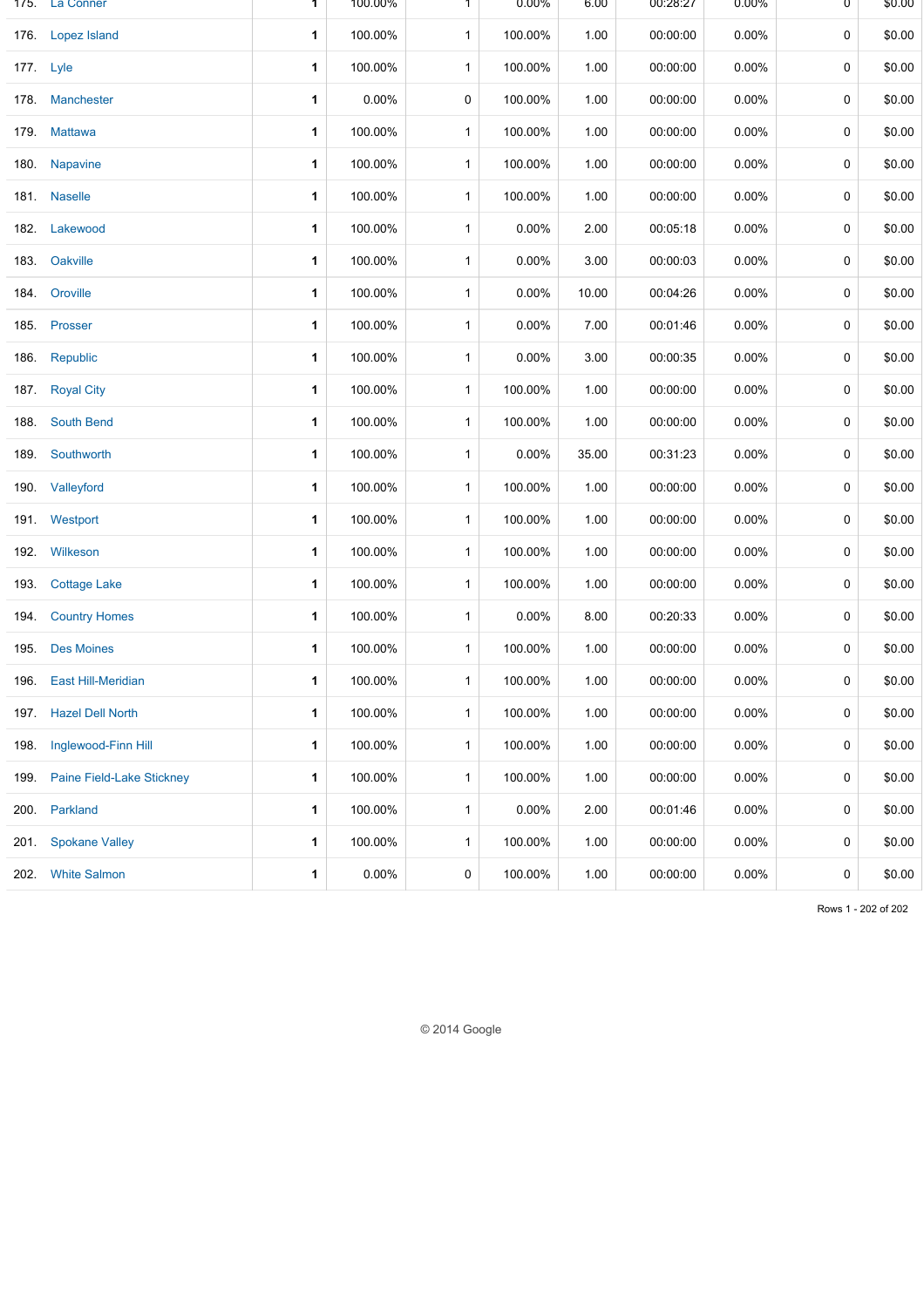| | | | | | | | | | | |
|---|---|---|---|---|---|---|---|---|---|---|
| 175. | La Conner | 1 | 100.00% | 1 | 0.00% | 6.00 | 00:28:27 | 0.00% | 0 | $0.00 |
| 176. | Lopez Island | 1 | 100.00% | 1 | 100.00% | 1.00 | 00:00:00 | 0.00% | 0 | $0.00 |
| 177. | Lyle | 1 | 100.00% | 1 | 100.00% | 1.00 | 00:00:00 | 0.00% | 0 | $0.00 |
| 178. | Manchester | 1 | 0.00% | 0 | 100.00% | 1.00 | 00:00:00 | 0.00% | 0 | $0.00 |
| 179. | Mattawa | 1 | 100.00% | 1 | 100.00% | 1.00 | 00:00:00 | 0.00% | 0 | $0.00 |
| 180. | Napavine | 1 | 100.00% | 1 | 100.00% | 1.00 | 00:00:00 | 0.00% | 0 | $0.00 |
| 181. | Naselle | 1 | 100.00% | 1 | 100.00% | 1.00 | 00:00:00 | 0.00% | 0 | $0.00 |
| 182. | Lakewood | 1 | 100.00% | 1 | 0.00% | 2.00 | 00:05:18 | 0.00% | 0 | $0.00 |
| 183. | Oakville | 1 | 100.00% | 1 | 0.00% | 3.00 | 00:00:03 | 0.00% | 0 | $0.00 |
| 184. | Oroville | 1 | 100.00% | 1 | 0.00% | 10.00 | 00:04:26 | 0.00% | 0 | $0.00 |
| 185. | Prosser | 1 | 100.00% | 1 | 0.00% | 7.00 | 00:01:46 | 0.00% | 0 | $0.00 |
| 186. | Republic | 1 | 100.00% | 1 | 0.00% | 3.00 | 00:00:35 | 0.00% | 0 | $0.00 |
| 187. | Royal City | 1 | 100.00% | 1 | 100.00% | 1.00 | 00:00:00 | 0.00% | 0 | $0.00 |
| 188. | South Bend | 1 | 100.00% | 1 | 100.00% | 1.00 | 00:00:00 | 0.00% | 0 | $0.00 |
| 189. | Southworth | 1 | 100.00% | 1 | 0.00% | 35.00 | 00:31:23 | 0.00% | 0 | $0.00 |
| 190. | Valleyford | 1 | 100.00% | 1 | 100.00% | 1.00 | 00:00:00 | 0.00% | 0 | $0.00 |
| 191. | Westport | 1 | 100.00% | 1 | 100.00% | 1.00 | 00:00:00 | 0.00% | 0 | $0.00 |
| 192. | Wilkeson | 1 | 100.00% | 1 | 100.00% | 1.00 | 00:00:00 | 0.00% | 0 | $0.00 |
| 193. | Cottage Lake | 1 | 100.00% | 1 | 100.00% | 1.00 | 00:00:00 | 0.00% | 0 | $0.00 |
| 194. | Country Homes | 1 | 100.00% | 1 | 0.00% | 8.00 | 00:20:33 | 0.00% | 0 | $0.00 |
| 195. | Des Moines | 1 | 100.00% | 1 | 100.00% | 1.00 | 00:00:00 | 0.00% | 0 | $0.00 |
| 196. | East Hill-Meridian | 1 | 100.00% | 1 | 100.00% | 1.00 | 00:00:00 | 0.00% | 0 | $0.00 |
| 197. | Hazel Dell North | 1 | 100.00% | 1 | 100.00% | 1.00 | 00:00:00 | 0.00% | 0 | $0.00 |
| 198. | Inglewood-Finn Hill | 1 | 100.00% | 1 | 100.00% | 1.00 | 00:00:00 | 0.00% | 0 | $0.00 |
| 199. | Paine Field-Lake Stickney | 1 | 100.00% | 1 | 100.00% | 1.00 | 00:00:00 | 0.00% | 0 | $0.00 |
| 200. | Parkland | 1 | 100.00% | 1 | 0.00% | 2.00 | 00:01:46 | 0.00% | 0 | $0.00 |
| 201. | Spokane Valley | 1 | 100.00% | 1 | 100.00% | 1.00 | 00:00:00 | 0.00% | 0 | $0.00 |
| 202. | White Salmon | 1 | 0.00% | 0 | 100.00% | 1.00 | 00:00:00 | 0.00% | 0 | $0.00 |

Rows 1 - 202 of 202

© 2014 Google